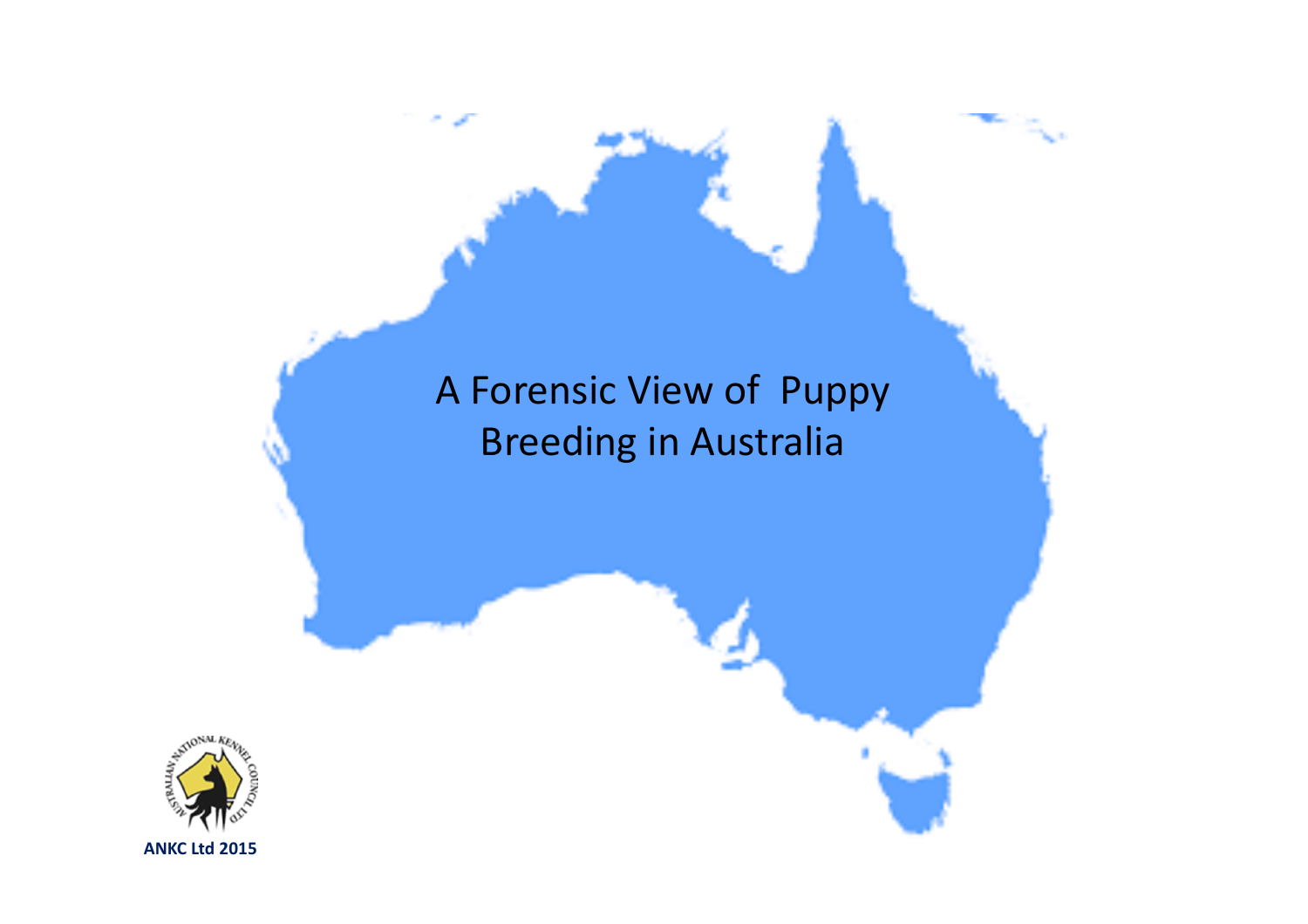# A Forensic View of Puppy Breeding in Australia

**ANKC Ltd 2015**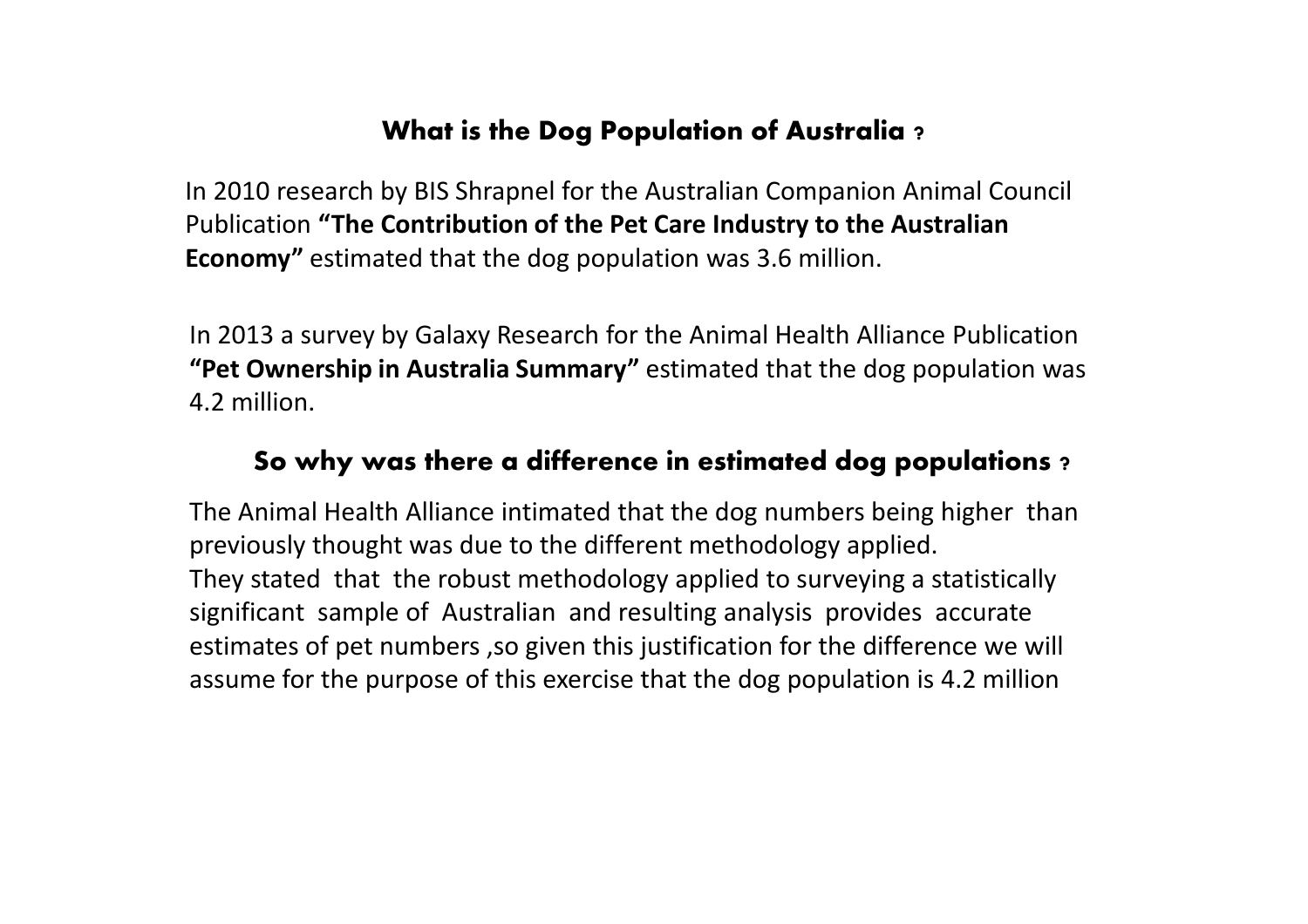## What is the Dog Population of Australia ?

In 2010 research by BIS Shrapnel for the Australian Companion Animal Council Publication **"The Contribution of the Pet Care Industry to the Australian Economy"** estimated that the dog population was 3.6 million.

In 2013 a survey by Galaxy Research for the Animal Health Alliance Publication **"Pet Ownership in Australia Summary"** estimated that the dog population was 4.2 million.

## So why was there a difference in estimated dog populations ?

The Animal Health Alliance intimated that the dog numbers being higher than previously thought was due to the different methodology applied.
They stated that the robust methodology applied to surveying a statistically significant sample of Australian and resulting analysis provides accurate estimates of pet numbers ,so given this justification for the difference we will assume for the purpose of this exercise that the dog population is 4.2 million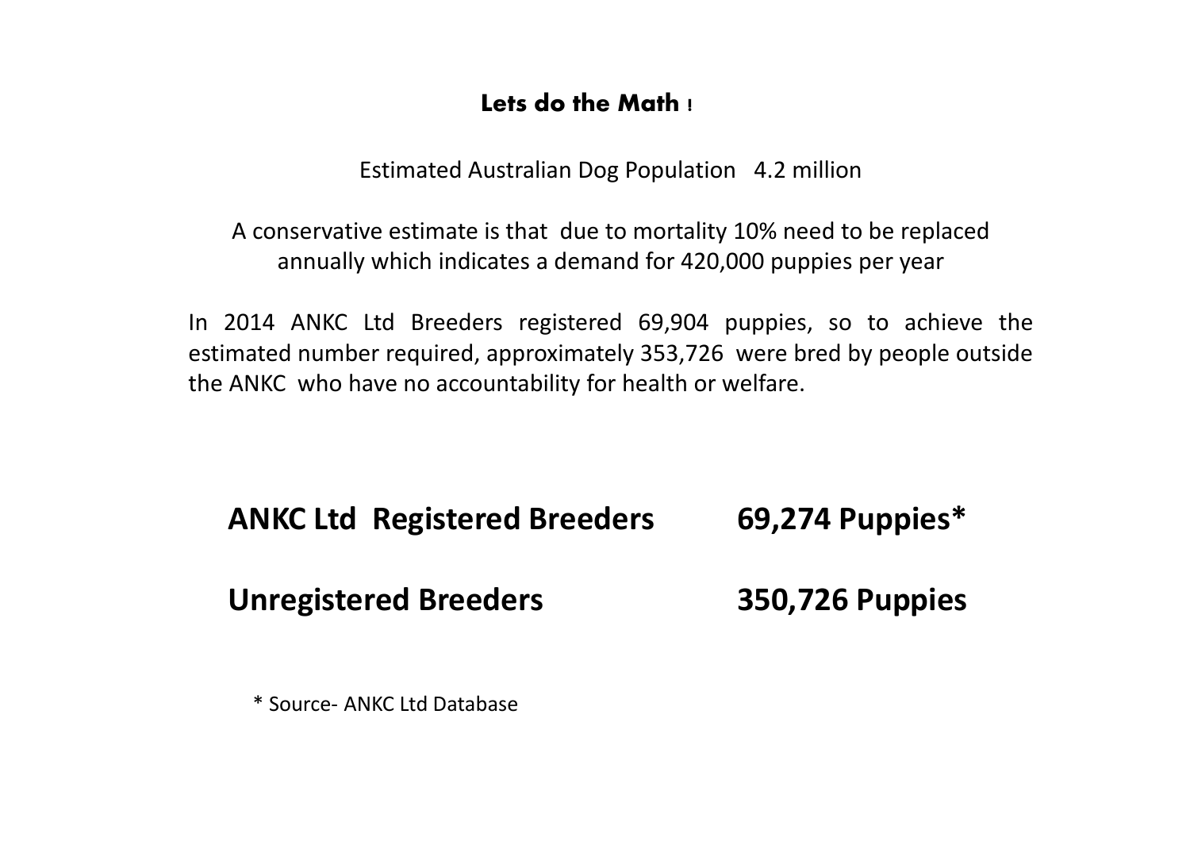## Lets do the Math !

Estimated Australian Dog Population 4.2 million

A conservative estimate is that due to mortality 10% need to be replaced annually which indicates a demand for 420,000 puppies per year

In 2014 ANKC Ltd Breeders registered 69,904 puppies, so to achieve the estimated number required, approximately 353,726 were bred by people outside the ANKC who have no accountability for health or welfare.

| | |
|---|---|
| **ANKC Ltd Registered Breeders** | **69,274 Puppies*** |
| **Unregistered Breeders** | **350,726 Puppies** |

* Source- ANKC Ltd Database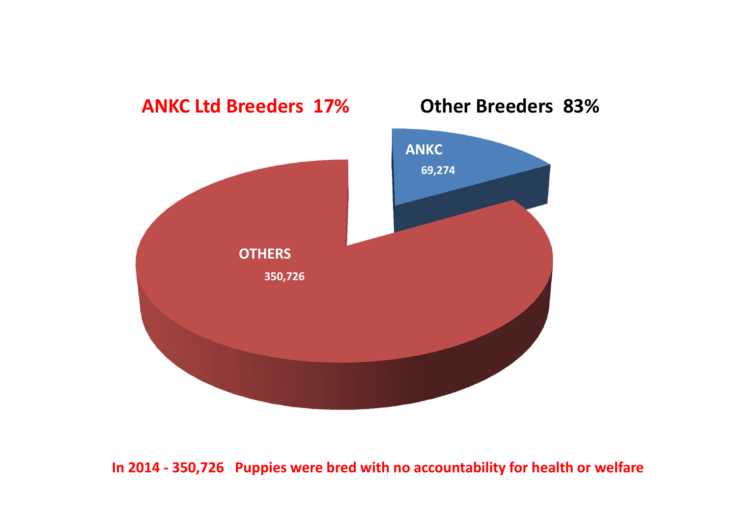**ANKC Ltd Breeders 17%** **Other Breeders 83%**

ANKC
69,274

OTHERS
350,726

**In 2014 - 350,726 Puppies were bred with no accountability for health or welfare**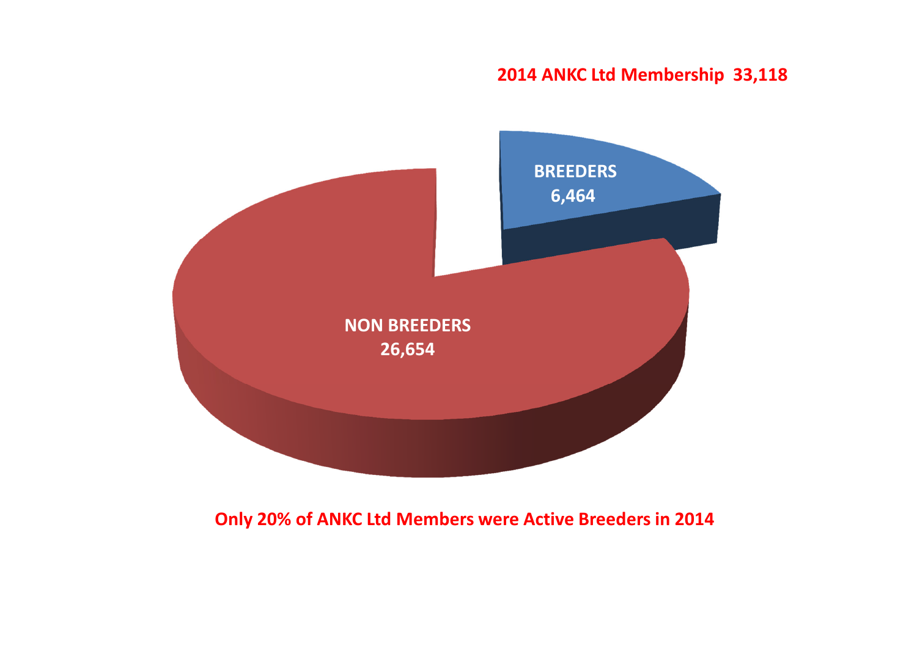2014 ANKC Ltd Membership 33,118

BREEDERS
6,464

NON BREEDERS
26,654

Only 20% of ANKC Ltd Members were Active Breeders in 2014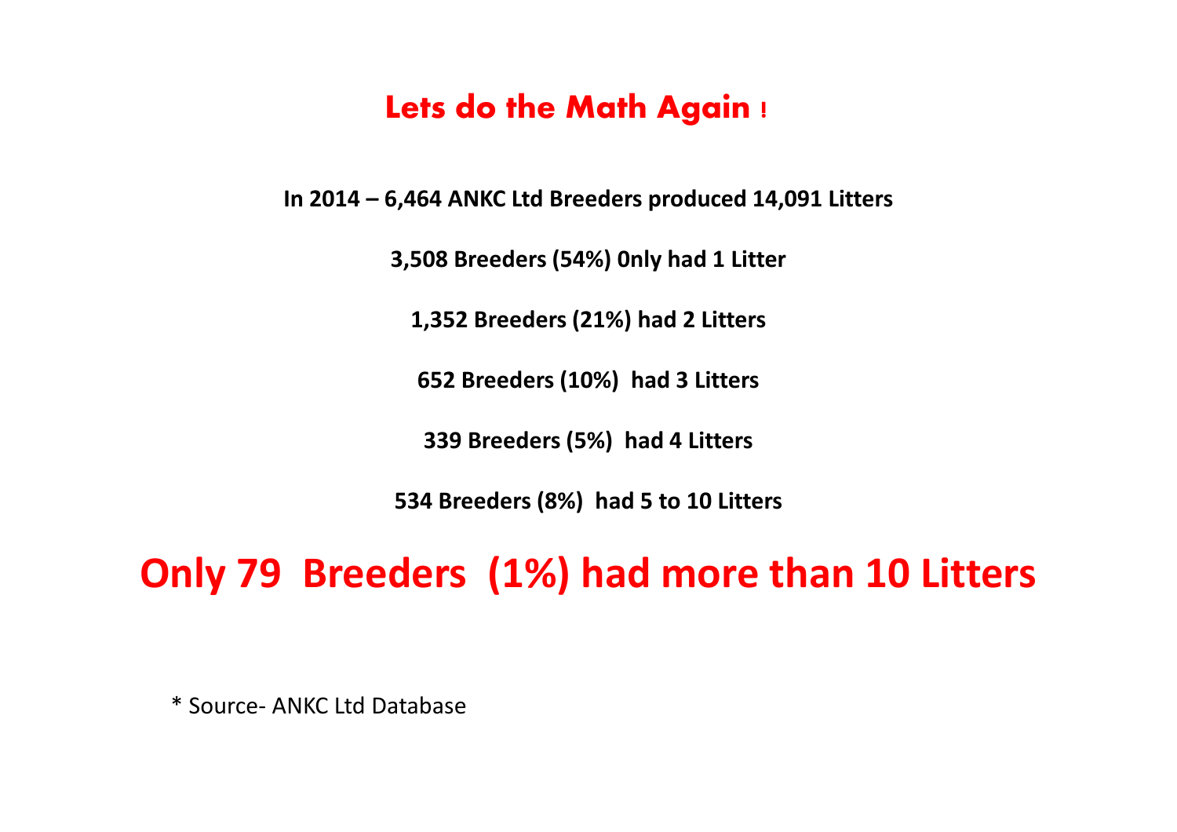# Lets do the Math Again !

**In 2014 – 6,464 ANKC Ltd Breeders produced 14,091 Litters**

**3,508 Breeders (54%) 0nly had 1 Litter**

**1,352 Breeders (21%) had 2 Litters**

**652 Breeders (10%) had 3 Litters**

**339 Breeders (5%) had 4 Litters**

**534 Breeders (8%) had 5 to 10 Litters**

## Only 79 Breeders (1%) had more than 10 Litters

* Source- ANKC Ltd Database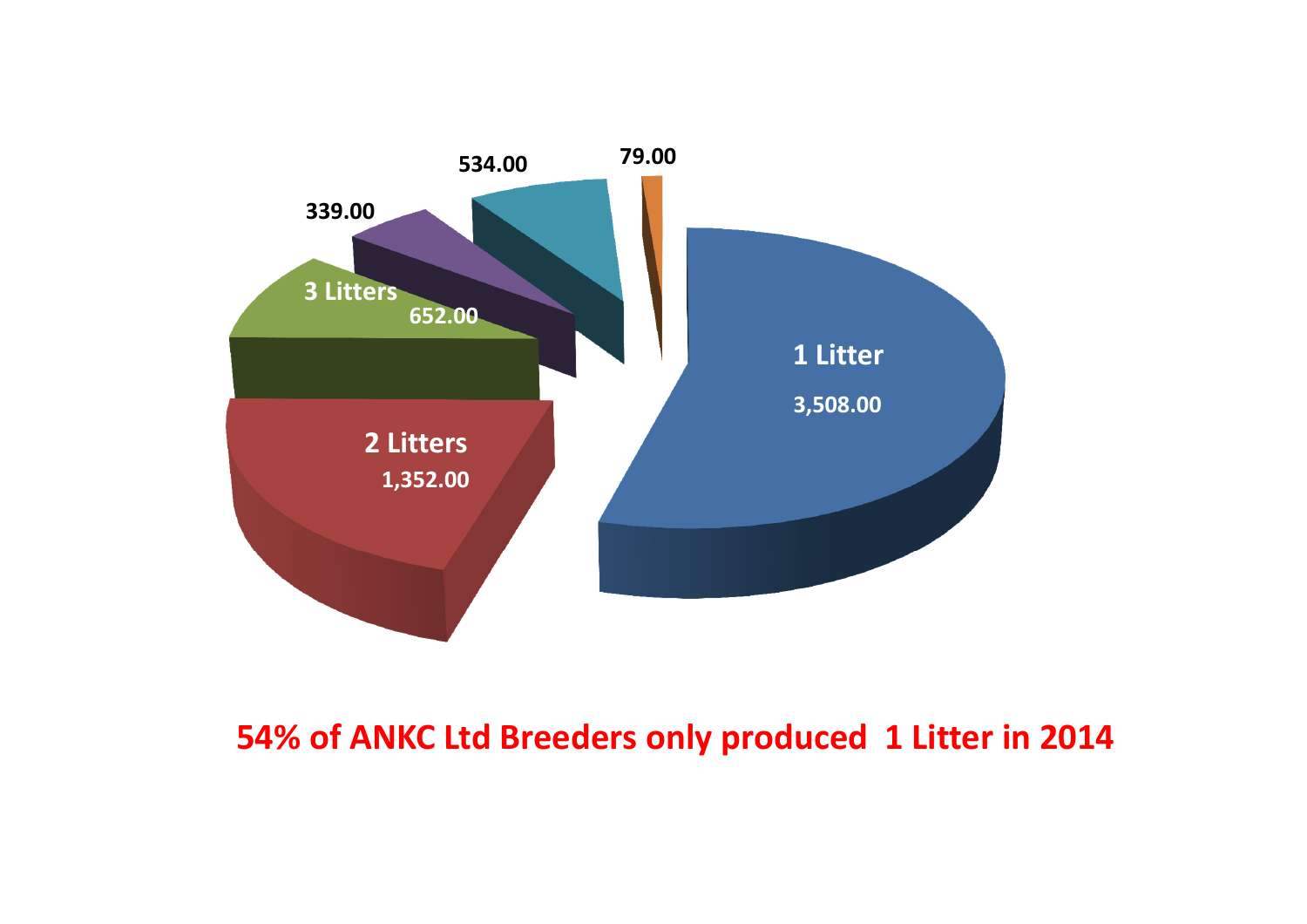79.00

534.00

339.00

3 Litters

652.00

1 Litter

3,508.00

2 Litters

1,352.00

**54% of ANKC Ltd Breeders only produced 1 Litter in 2014**